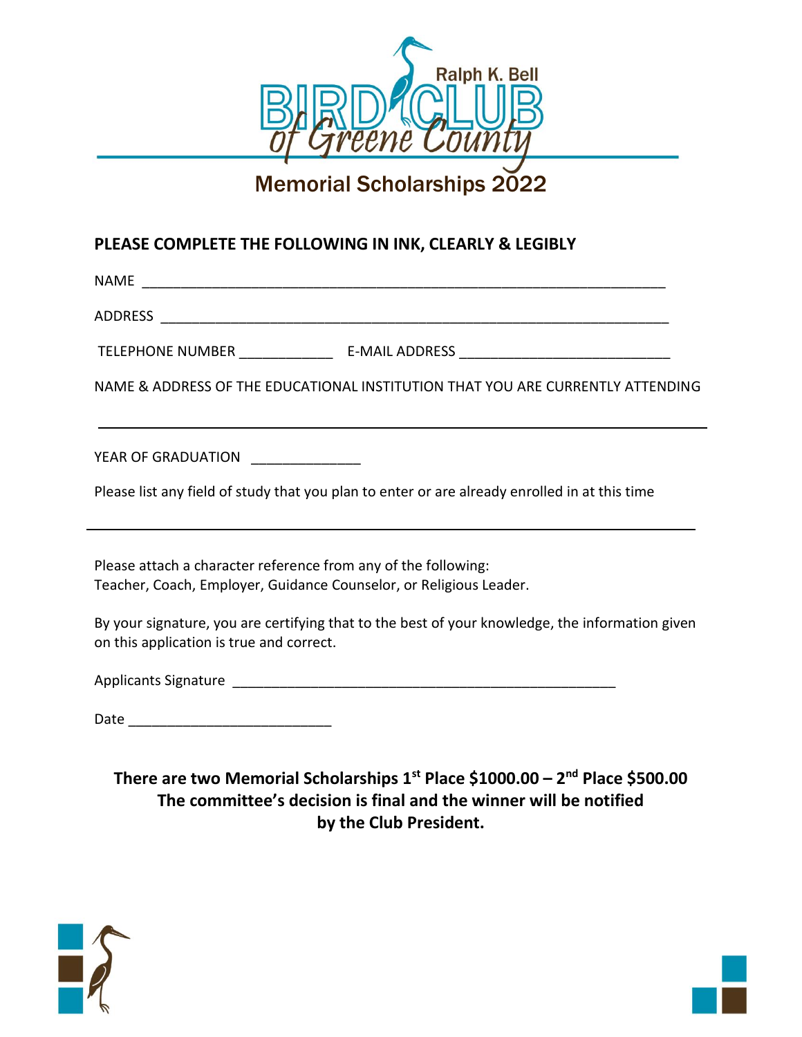Ralph K. Bell

# BIRD CLUB of Greene County

## Memorial Scholarships 2022

**PLEASE COMPLETE THE FOLLOWING IN INK, CLEARLY & LEGIBLY**

NAME ___________________________________________________________________

ADDRESS ________________________________________________________________

TELEPHONE NUMBER ____________ E-MAIL ADDRESS __________________________

NAME & ADDRESS OF THE EDUCATIONAL INSTITUTION THAT YOU ARE CURRENTLY ATTENDING

___________________________________________________________________________

YEAR OF GRADUATION ______________

Please list any field of study that you plan to enter or are already enrolled in at this time

___________________________________________________________________________

Please attach a character reference from any of the following:
Teacher, Coach, Employer, Guidance Counselor, or Religious Leader.

By your signature, you are certifying that to the best of your knowledge, the information given on this application is true and correct.

Applicants Signature __________________________________________________

Date __________________________

**There are two Memorial Scholarships 1st Place $1000.00 – 2nd Place $500.00**
**The committee's decision is final and the winner will be notified by the Club President.**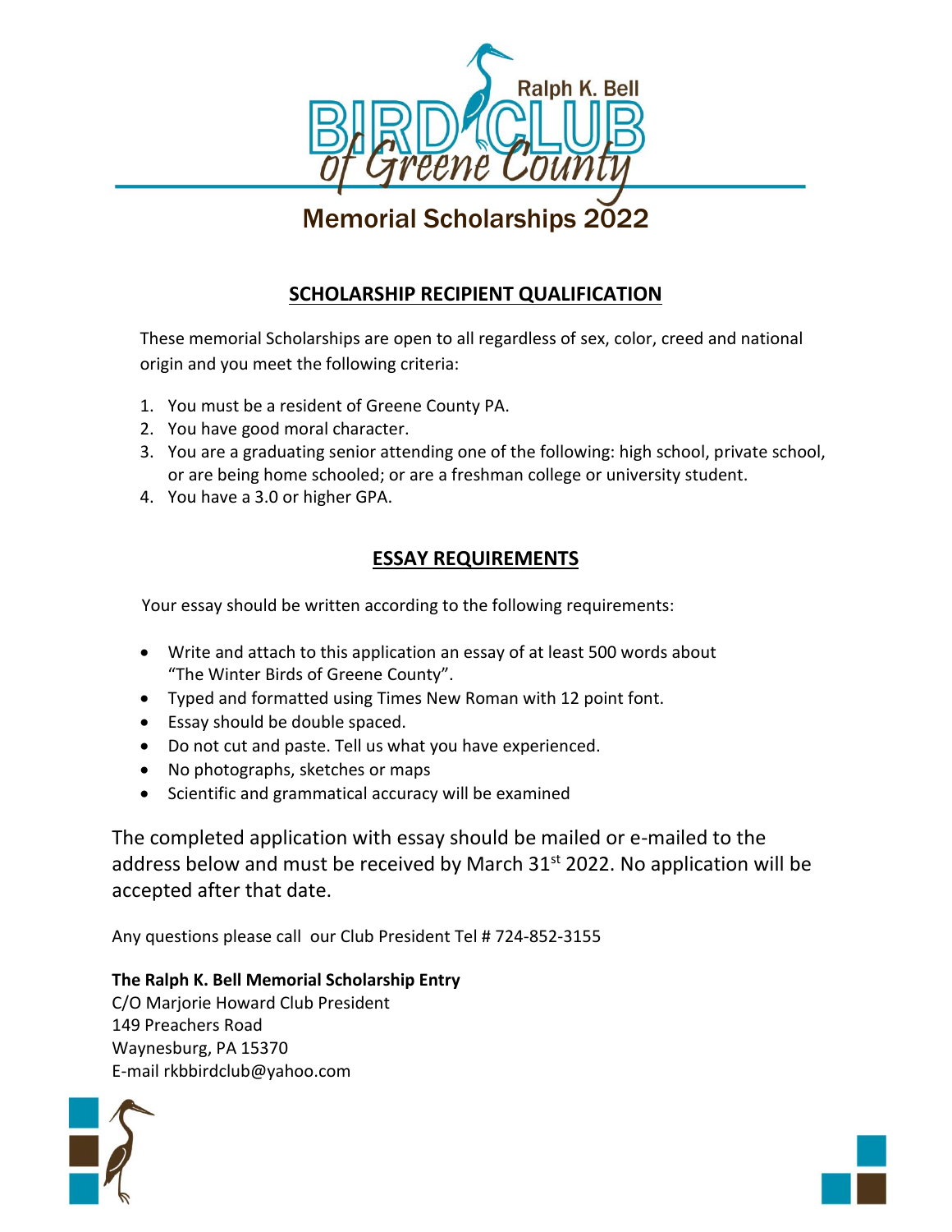Ralph K. Bell

BIRD CLUB of Greene County

# Memorial Scholarships 2022

## SCHOLARSHIP RECIPIENT QUALIFICATION

These memorial Scholarships are open to all regardless of sex, color, creed and national origin and you meet the following criteria:

1. You must be a resident of Greene County PA.
2. You have good moral character.
3. You are a graduating senior attending one of the following: high school, private school, or are being home schooled; or are a freshman college or university student.
4. You have a 3.0 or higher GPA.

## ESSAY REQUIREMENTS

Your essay should be written according to the following requirements:

- Write and attach to this application an essay of at least 500 words about "The Winter Birds of Greene County".
- Typed and formatted using Times New Roman with 12 point font.
- Essay should be double spaced.
- Do not cut and paste. Tell us what you have experienced.
- No photographs, sketches or maps
- Scientific and grammatical accuracy will be examined

The completed application with essay should be mailed or e-mailed to the address below and must be received by March 31st 2022. No application will be accepted after that date.

Any questions please call our Club President Tel # 724-852-3155

**The Ralph K. Bell Memorial Scholarship Entry**
C/O Marjorie Howard Club President
149 Preachers Road
Waynesburg, PA 15370
E-mail rkbbirdclub@yahoo.com